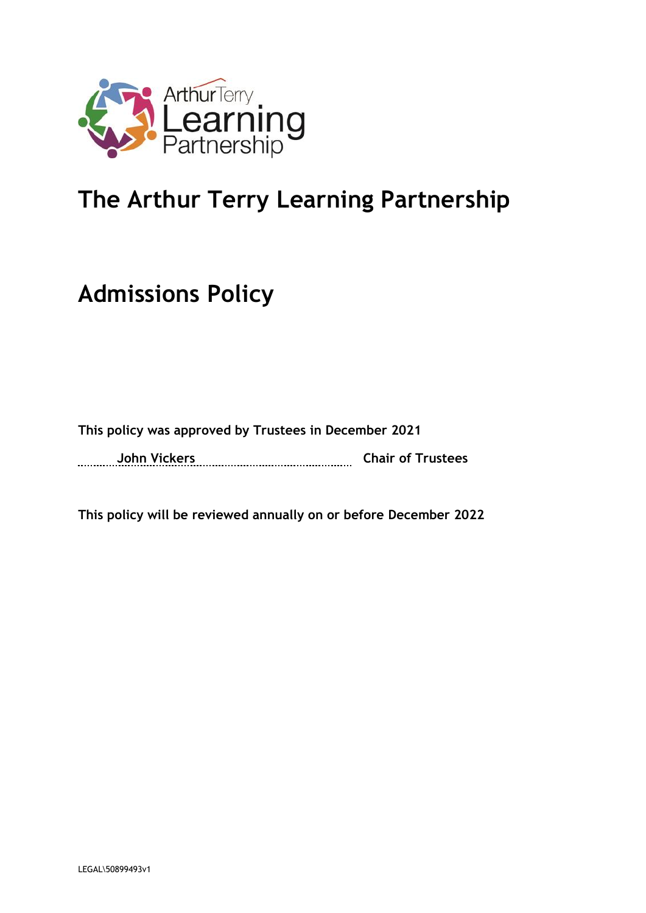# The Arthur Terry Learning Partnership

## Admissions Policy

**This policy was approved by Trustees in December 2021**

**John Vickers** ............................................ **Chair of Trustees**

**This policy will be reviewed annually on or before December 2022**

LEGAL\50899493v1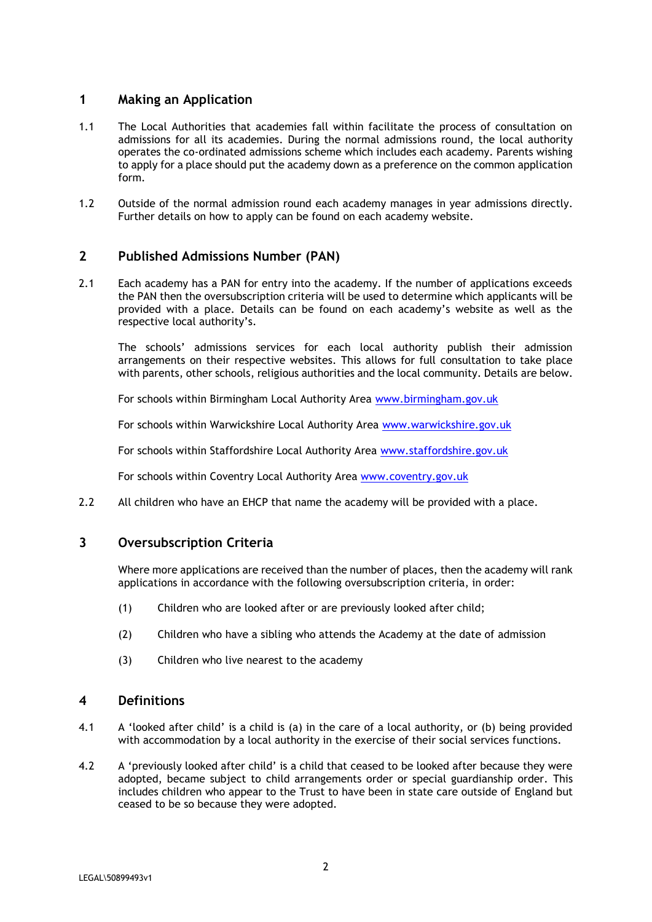## 1 Making an Application

1.1 The Local Authorities that academies fall within facilitate the process of consultation on admissions for all its academies. During the normal admissions round, the local authority operates the co-ordinated admissions scheme which includes each academy. Parents wishing to apply for a place should put the academy down as a preference on the common application form.

1.2 Outside of the normal admission round each academy manages in year admissions directly. Further details on how to apply can be found on each academy website.

## 2 Published Admissions Number (PAN)

2.1 Each academy has a PAN for entry into the academy. If the number of applications exceeds the PAN then the oversubscription criteria will be used to determine which applicants will be provided with a place. Details can be found on each academy's website as well as the respective local authority's.

The schools' admissions services for each local authority publish their admission arrangements on their respective websites. This allows for full consultation to take place with parents, other schools, religious authorities and the local community. Details are below.

For schools within Birmingham Local Authority Area [www.birmingham.gov.uk](www.birmingham.gov.uk)

For schools within Warwickshire Local Authority Area [www.warwickshire.gov.uk](www.warwickshire.gov.uk)

For schools within Staffordshire Local Authority Area [www.staffordshire.gov.uk](www.staffordshire.gov.uk)

For schools within Coventry Local Authority Area [www.coventry.gov.uk](www.coventry.gov.uk)

2.2 All children who have an EHCP that name the academy will be provided with a place.

## 3 Oversubscription Criteria

Where more applications are received than the number of places, then the academy will rank applications in accordance with the following oversubscription criteria, in order:

(1) Children who are looked after or are previously looked after child;

(2) Children who have a sibling who attends the Academy at the date of admission

(3) Children who live nearest to the academy

## 4 Definitions

4.1 A 'looked after child' is a child is (a) in the care of a local authority, or (b) being provided with accommodation by a local authority in the exercise of their social services functions.

4.2 A 'previously looked after child' is a child that ceased to be looked after because they were adopted, became subject to child arrangements order or special guardianship order. This includes children who appear to the Trust to have been in state care outside of England but ceased to be so because they were adopted.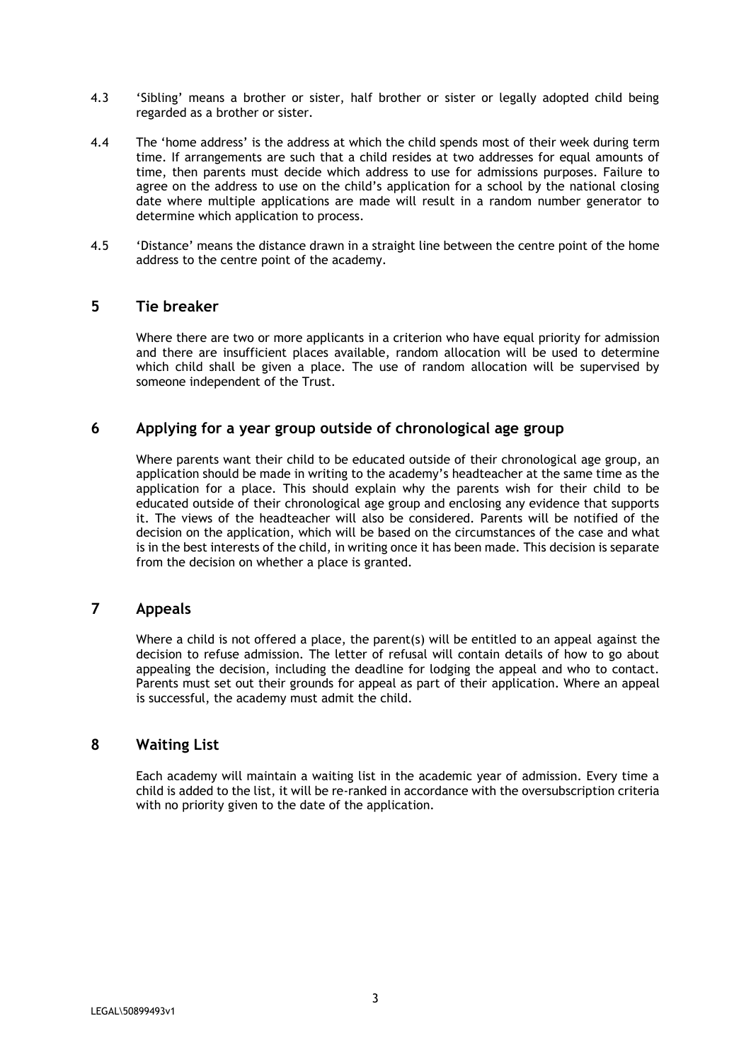4.3 'Sibling' means a brother or sister, half brother or sister or legally adopted child being regarded as a brother or sister.

4.4 The 'home address' is the address at which the child spends most of their week during term time. If arrangements are such that a child resides at two addresses for equal amounts of time, then parents must decide which address to use for admissions purposes. Failure to agree on the address to use on the child's application for a school by the national closing date where multiple applications are made will result in a random number generator to determine which application to process.

4.5 'Distance' means the distance drawn in a straight line between the centre point of the home address to the centre point of the academy.

## 5 Tie breaker

Where there are two or more applicants in a criterion who have equal priority for admission and there are insufficient places available, random allocation will be used to determine which child shall be given a place. The use of random allocation will be supervised by someone independent of the Trust.

## 6 Applying for a year group outside of chronological age group

Where parents want their child to be educated outside of their chronological age group, an application should be made in writing to the academy's headteacher at the same time as the application for a place. This should explain why the parents wish for their child to be educated outside of their chronological age group and enclosing any evidence that supports it. The views of the headteacher will also be considered. Parents will be notified of the decision on the application, which will be based on the circumstances of the case and what is in the best interests of the child, in writing once it has been made. This decision is separate from the decision on whether a place is granted.

## 7 Appeals

Where a child is not offered a place, the parent(s) will be entitled to an appeal against the decision to refuse admission. The letter of refusal will contain details of how to go about appealing the decision, including the deadline for lodging the appeal and who to contact. Parents must set out their grounds for appeal as part of their application. Where an appeal is successful, the academy must admit the child.

## 8 Waiting List

Each academy will maintain a waiting list in the academic year of admission. Every time a child is added to the list, it will be re-ranked in accordance with the oversubscription criteria with no priority given to the date of the application.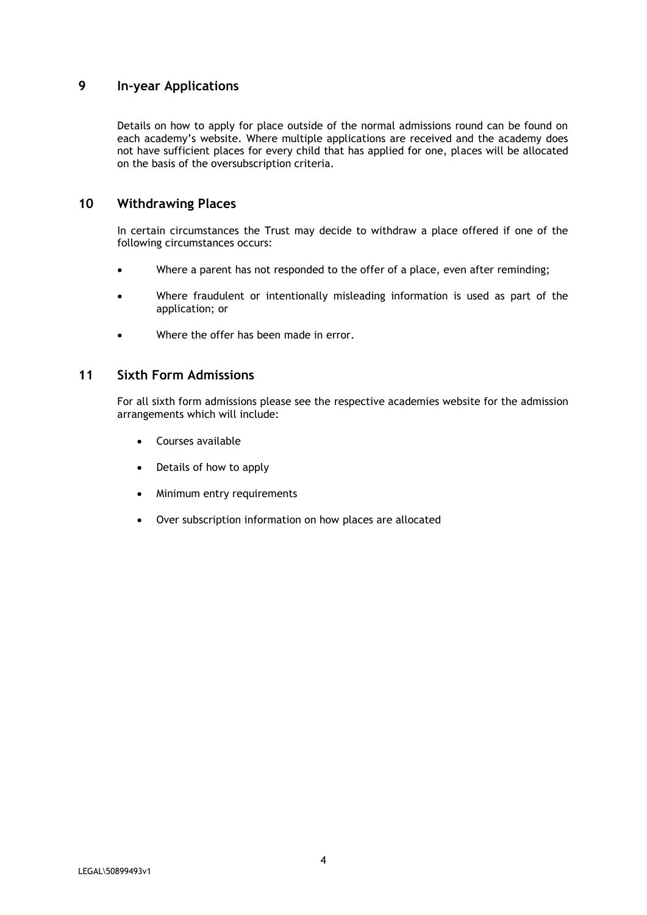## 9 In-year Applications

Details on how to apply for place outside of the normal admissions round can be found on each academy's website. Where multiple applications are received and the academy does not have sufficient places for every child that has applied for one, places will be allocated on the basis of the oversubscription criteria.

## 10 Withdrawing Places

In certain circumstances the Trust may decide to withdraw a place offered if one of the following circumstances occurs:

- Where a parent has not responded to the offer of a place, even after reminding;
- Where fraudulent or intentionally misleading information is used as part of the application; or
- Where the offer has been made in error.

## 11 Sixth Form Admissions

For all sixth form admissions please see the respective academies website for the admission arrangements which will include:

- Courses available
- Details of how to apply
- Minimum entry requirements
- Over subscription information on how places are allocated